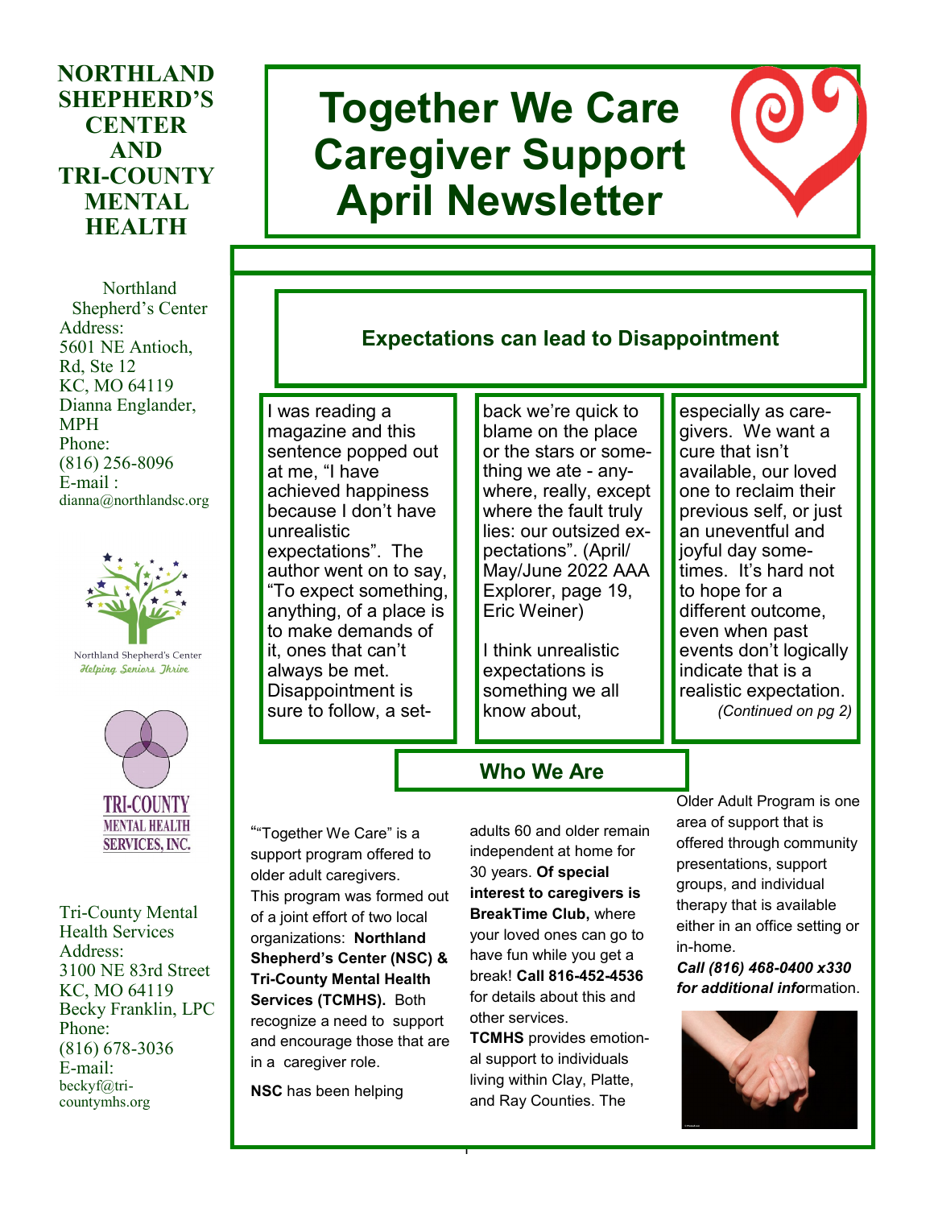# Together We Care Caregiver Support April Newsletter

**NORTHLAND SHEPHERD'S CENTER AND TRI-COUNTY MENTAL HEALTH**

Northland Shepherd's Center
Address:
5601 NE Antioch, Rd, Ste 12
KC, MO 64119
Dianna Englander, MPH
Phone:
(816) 256-8096
E-mail :
dianna@northlandsc.org

Northland Shepherd's Center
*Helping Seniors Thrive*

TRI-COUNTY MENTAL HEALTH SERVICES, INC.

Tri-County Mental Health Services
Address:
3100 NE 83rd Street
KC, MO 64119
Becky Franklin, LPC
Phone:
(816) 678-3036
E-mail:
beckyf@tri-countymhs.org

## Expectations can lead to Disappointment

I was reading a magazine and this sentence popped out at me, "I have achieved happiness because I don't have unrealistic expectations". The author went on to say, "To expect something, anything, of a place is to make demands of it, ones that can't always be met. Disappointment is sure to follow, a set-back we're quick to blame on the place or the stars or something we ate - anywhere, really, except where the fault truly lies: our outsized expectations". (April/May/June 2022 AAA Explorer, page 19, Eric Weiner)

I think unrealistic expectations is something we all know about, especially as caregivers. We want a cure that isn't available, our loved one to reclaim their previous self, or just an uneventful and joyful day sometimes. It's hard not to hope for a different outcome, even when past events don't logically indicate that is a realistic expectation.

*(Continued on pg 2)*

## Who We Are

""Together We Care" is a support program offered to older adult caregivers. This program was formed out of a joint effort of two local organizations: **Northland Shepherd's Center (NSC) & Tri-County Mental Health Services (TCMHS).** Both recognize a need to support and encourage those that are in a caregiver role.

**NSC** has been helping adults 60 and older remain independent at home for 30 years. **Of special interest to caregivers is BreakTime Club,** where your loved ones can go to have fun while you get a break! **Call 816-452-4536** for details about this and other services.

**TCMHS** provides emotional support to individuals living within Clay, Platte, and Ray Counties. The Older Adult Program is one area of support that is offered through community presentations, support groups, and individual therapy that is available either in an office setting or in-home.

***Call (816) 468-0400 x330 for additional info***rmation.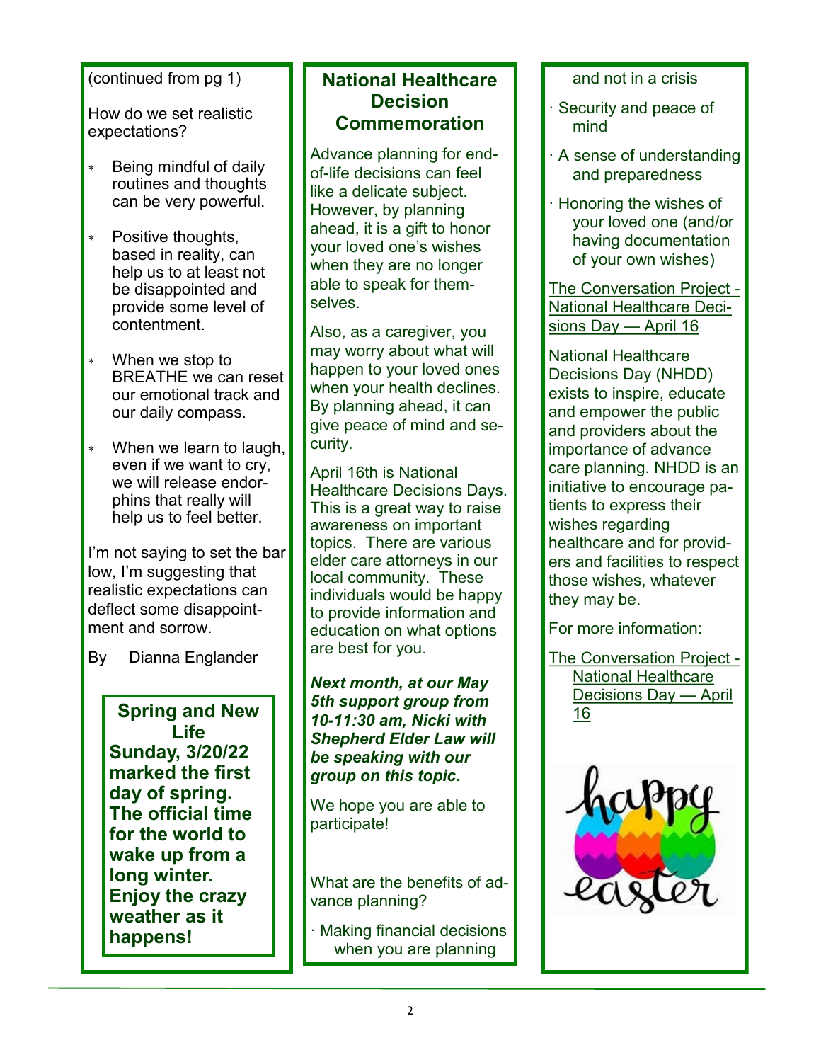(continued from pg 1)

How do we set realistic expectations?

- Being mindful of daily routines and thoughts can be very powerful.
- Positive thoughts, based in reality, can help us to at least not be disappointed and provide some level of contentment.
- When we stop to BREATHE we can reset our emotional track and our daily compass.
- When we learn to laugh, even if we want to cry, we will release endorphins that really will help us to feel better.

I'm not saying to set the bar low, I'm suggesting that realistic expectations can deflect some disappointment and sorrow.

By Dianna Englander

**Spring and New Life**

**Sunday, 3/20/22 marked the first day of spring. The official time for the world to wake up from a long winter. Enjoy the crazy weather as it happens!**

## National Healthcare Decision Commemoration

Advance planning for end-of-life decisions can feel like a delicate subject. However, by planning ahead, it is a gift to honor your loved one's wishes when they are no longer able to speak for themselves.

Also, as a caregiver, you may worry about what will happen to your loved ones when your health declines. By planning ahead, it can give peace of mind and security.

April 16th is National Healthcare Decisions Days. This is a great way to raise awareness on important topics. There are various elder care attorneys in our local community. These individuals would be happy to provide information and education on what options are best for you.

***Next month, at our May 5th support group from 10-11:30 am, Nicki with Shepherd Elder Law will be speaking with our group on this topic.***

We hope you are able to participate!

What are the benefits of advance planning?

- Making financial decisions when you are planning and not in a crisis
- Security and peace of mind
- A sense of understanding and preparedness
- Honoring the wishes of your loved one (and/or having documentation of your own wishes)

The Conversation Project - National Healthcare Decisions Day — April 16

National Healthcare Decisions Day (NHDD) exists to inspire, educate and empower the public and providers about the importance of advance care planning. NHDD is an initiative to encourage patients to express their wishes regarding healthcare and for providers and facilities to respect those wishes, whatever they may be.

For more information:

The Conversation Project - National Healthcare Decisions Day — April 16

happy easter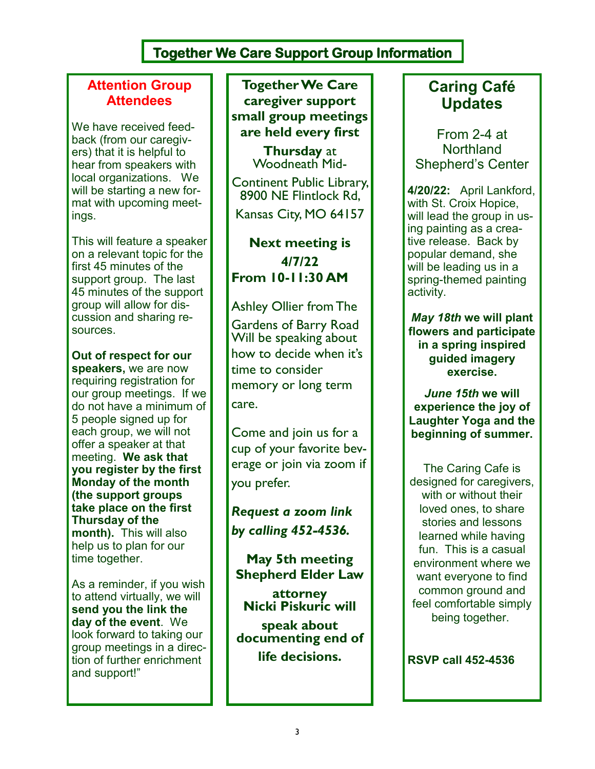# Together We Care Support Group Information

## Attention Group Attendees

We have received feedback (from our caregivers) that it is helpful to hear from speakers with local organizations. We will be starting a new format with upcoming meetings.

This will feature a speaker on a relevant topic for the first 45 minutes of the support group. The last 45 minutes of the support group will allow for discussion and sharing resources.

**Out of respect for our speakers,** we are now requiring registration for our group meetings. If we do not have a minimum of 5 people signed up for each group, we will not offer a speaker at that meeting. **We ask that you register by the first Monday of the month (the support groups take place on the first Thursday of the month).** This will also help us to plan for our time together.

As a reminder, if you wish to attend virtually, we will **send you the link the day of the event**. We look forward to taking our group meetings in a direction of further enrichment and support!"

**Together We Care caregiver support small group meetings are held every first Thursday** at Woodneath Mid-Continent Public Library, 8900 NE Flintlock Rd, Kansas City, MO 64157

**Next meeting is 4/7/22 From 10-11:30 AM**

Ashley Ollier from The Gardens of Barry Road Will be speaking about how to decide when it's time to consider memory or long term care.

Come and join us for a cup of your favorite beverage or join via zoom if you prefer.

***Request a zoom link by calling 452-4536.***

**May 5th meeting Shepherd Elder Law attorney Nicki Piskuric will speak about documenting end of life decisions.**

## Caring Café Updates

From 2-4 at Northland Shepherd's Center

**4/20/22:** April Lankford, with St. Croix Hopice, will lead the group in using painting as a creative release. Back by popular demand, she will be leading us in a spring-themed painting activity.

***May 18th*** **we will plant flowers and participate in a spring inspired guided imagery exercise.**

***June 15th*** **we will experience the joy of Laughter Yoga and the beginning of summer.**

The Caring Cafe is designed for caregivers, with or without their loved ones, to share stories and lessons learned while having fun. This is a casual environment where we want everyone to find common ground and feel comfortable simply being together.

**RSVP call 452-4536**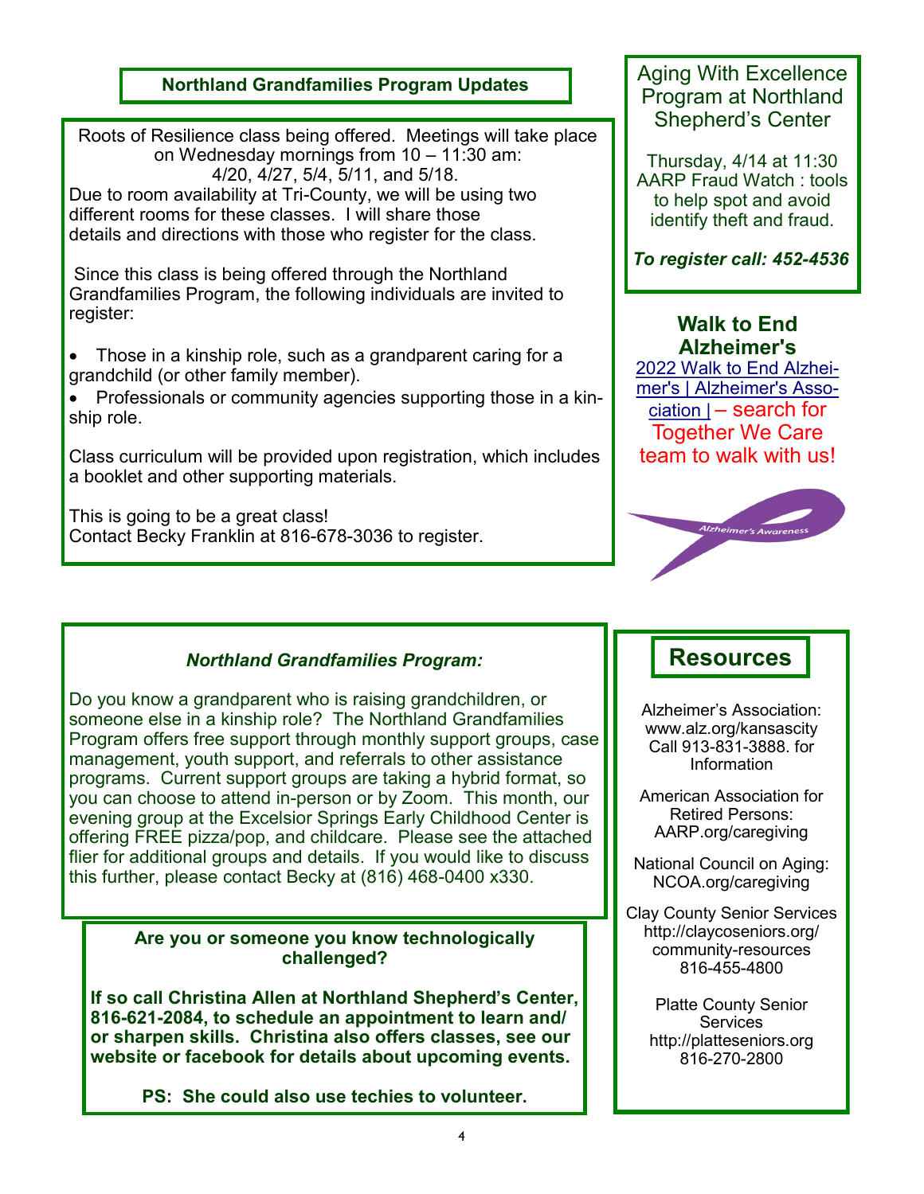## Northland Grandfamilies Program Updates

Roots of Resilience class being offered. Meetings will take place on Wednesday mornings from 10 – 11:30 am:
4/20, 4/27, 5/4, 5/11, and 5/18.
Due to room availability at Tri-County, we will be using two different rooms for these classes. I will share those details and directions with those who register for the class.

Since this class is being offered through the Northland Grandfamilies Program, the following individuals are invited to register:

- Those in a kinship role, such as a grandparent caring for a grandchild (or other family member).
- Professionals or community agencies supporting those in a kinship role.

Class curriculum will be provided upon registration, which includes a booklet and other supporting materials.

This is going to be a great class!
Contact Becky Franklin at 816-678-3036 to register.

## Aging With Excellence Program at Northland Shepherd's Center

Thursday, 4/14 at 11:30
AARP Fraud Watch : tools to help spot and avoid identify theft and fraud.

***To register call: 452-4536***

## Walk to End Alzheimer's

2022 Walk to End Alzheimer's | Alzheimer's Association | – search for Together We Care team to walk with us!

Alzheimer's Awareness

### *Northland Grandfamilies Program:*

Do you know a grandparent who is raising grandchildren, or someone else in a kinship role? The Northland Grandfamilies Program offers free support through monthly support groups, case management, youth support, and referrals to other assistance programs. Current support groups are taking a hybrid format, so you can choose to attend in-person or by Zoom. This month, our evening group at the Excelsior Springs Early Childhood Center is offering FREE pizza/pop, and childcare. Please see the attached flier for additional groups and details. If you would like to discuss this further, please contact Becky at (816) 468-0400 x330.

**Are you or someone you know technologically challenged?**

**If so call Christina Allen at Northland Shepherd's Center, 816-621-2084, to schedule an appointment to learn and/or sharpen skills. Christina also offers classes, see our website or facebook for details about upcoming events.**

**PS: She could also use techies to volunteer.**

## Resources

Alzheimer's Association:
www.alz.org/kansascity
Call 913-831-3888. for Information

American Association for Retired Persons:
AARP.org/caregiving

National Council on Aging:
NCOA.org/caregiving

Clay County Senior Services
http://claycoseniors.org/community-resources
816-455-4800

Platte County Senior Services
http://platteseniors.org
816-270-2800